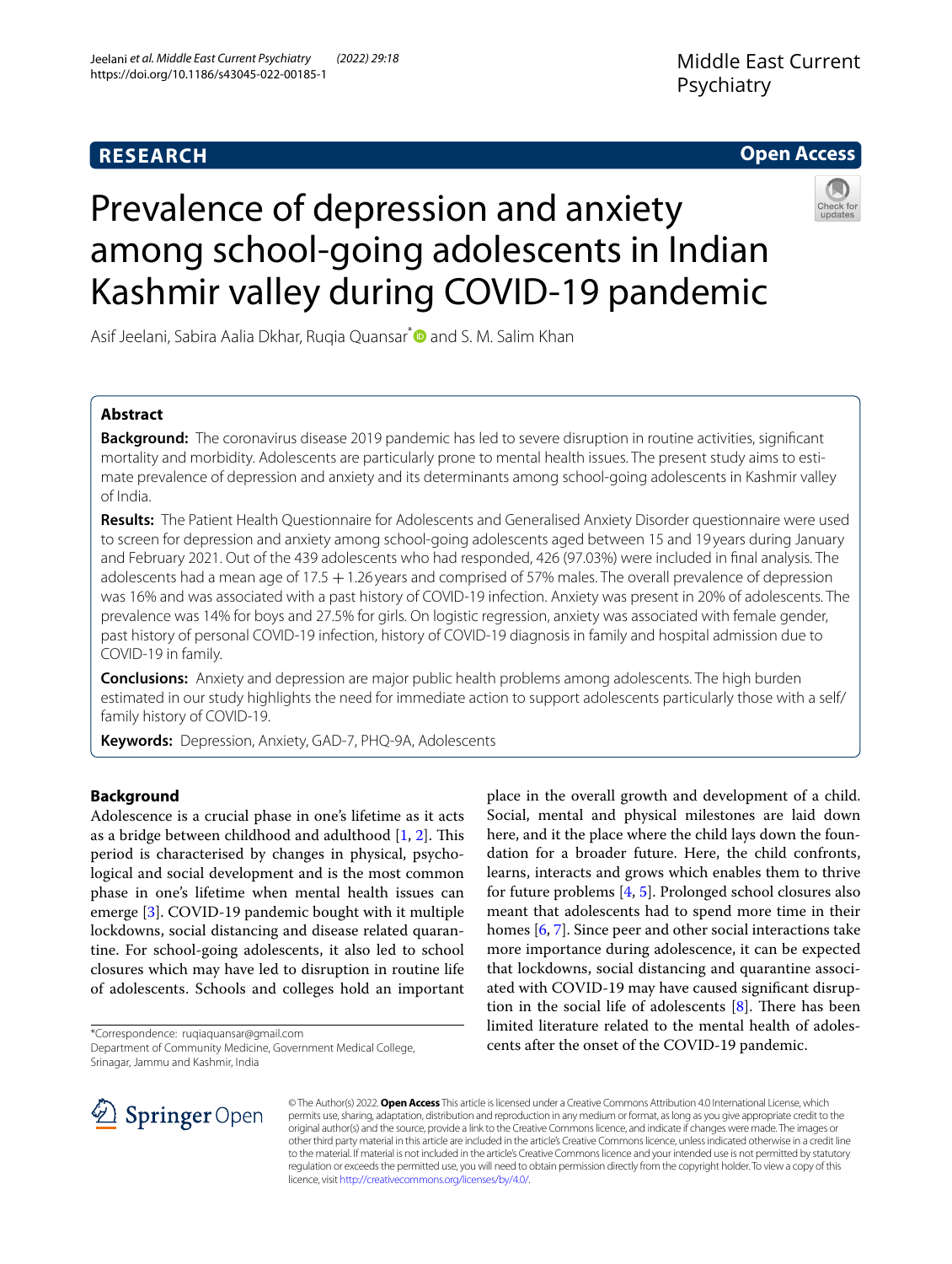**RESEARCH**

**Open Access**

# Prevalence of depression and anxiety among school-going adolescents in Indian Kashmir valley during COVID-19 pandemic

Asif Jeelani, Sabira Aalia Dkhar, Ruqia Quansar* and S. M. Salim Khan

## Abstract

**Background:** The coronavirus disease 2019 pandemic has led to severe disruption in routine activities, significant mortality and morbidity. Adolescents are particularly prone to mental health issues. The present study aims to estimate prevalence of depression and anxiety and its determinants among school-going adolescents in Kashmir valley of India.

**Results:** The Patient Health Questionnaire for Adolescents and Generalised Anxiety Disorder questionnaire were used to screen for depression and anxiety among school-going adolescents aged between 15 and 19 years during January and February 2021. Out of the 439 adolescents who had responded, 426 (97.03%) were included in final analysis. The adolescents had a mean age of 17.5 + 1.26 years and comprised of 57% males. The overall prevalence of depression was 16% and was associated with a past history of COVID-19 infection. Anxiety was present in 20% of adolescents. The prevalence was 14% for boys and 27.5% for girls. On logistic regression, anxiety was associated with female gender, past history of personal COVID-19 infection, history of COVID-19 diagnosis in family and hospital admission due to COVID-19 in family.

**Conclusions:** Anxiety and depression are major public health problems among adolescents. The high burden estimated in our study highlights the need for immediate action to support adolescents particularly those with a self/family history of COVID-19.

**Keywords:** Depression, Anxiety, GAD-7, PHQ-9A, Adolescents

## Background

Adolescence is a crucial phase in one's lifetime as it acts as a bridge between childhood and adulthood [1, 2]. This period is characterised by changes in physical, psychological and social development and is the most common phase in one's lifetime when mental health issues can emerge [3]. COVID-19 pandemic bought with it multiple lockdowns, social distancing and disease related quarantine. For school-going adolescents, it also led to school closures which may have led to disruption in routine life of adolescents. Schools and colleges hold an important place in the overall growth and development of a child. Social, mental and physical milestones are laid down here, and it the place where the child lays down the foundation for a broader future. Here, the child confronts, learns, interacts and grows which enables them to thrive for future problems [4, 5]. Prolonged school closures also meant that adolescents had to spend more time in their homes [6, 7]. Since peer and other social interactions take more importance during adolescence, it can be expected that lockdowns, social distancing and quarantine associated with COVID-19 may have caused significant disruption in the social life of adolescents [8]. There has been limited literature related to the mental health of adolescents after the onset of the COVID-19 pandemic.

*Correspondence: ruqiaquansar@gmail.com
Department of Community Medicine, Government Medical College, Srinagar, Jammu and Kashmir, India

© The Author(s) 2022. **Open Access** This article is licensed under a Creative Commons Attribution 4.0 International License, which permits use, sharing, adaptation, distribution and reproduction in any medium or format, as long as you give appropriate credit to the original author(s) and the source, provide a link to the Creative Commons licence, and indicate if changes were made. The images or other third party material in this article are included in the article's Creative Commons licence, unless indicated otherwise in a credit line to the material. If material is not included in the article's Creative Commons licence and your intended use is not permitted by statutory regulation or exceeds the permitted use, you will need to obtain permission directly from the copyright holder. To view a copy of this licence, visit http://creativecommons.org/licenses/by/4.0/.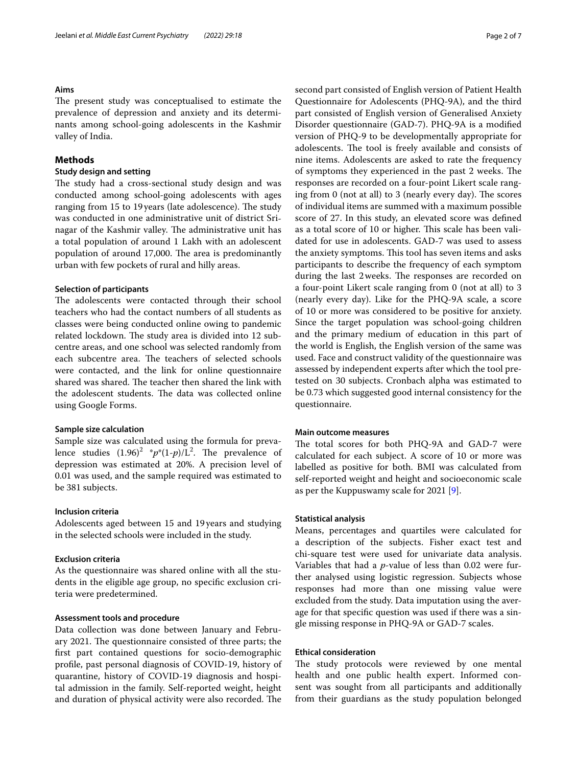### Aims

The present study was conceptualised to estimate the prevalence of depression and anxiety and its determinants among school-going adolescents in the Kashmir valley of India.

## Methods

### Study design and setting

The study had a cross-sectional study design and was conducted among school-going adolescents with ages ranging from 15 to 19 years (late adolescence). The study was conducted in one administrative unit of district Srinagar of the Kashmir valley. The administrative unit has a total population of around 1 Lakh with an adolescent population of around 17,000. The area is predominantly urban with few pockets of rural and hilly areas.

#### Selection of participants

The adolescents were contacted through their school teachers who had the contact numbers of all students as classes were being conducted online owing to pandemic related lockdown. The study area is divided into 12 subcentre areas, and one school was selected randomly from each subcentre area. The teachers of selected schools were contacted, and the link for online questionnaire shared was shared. The teacher then shared the link with the adolescent students. The data was collected online using Google Forms.

#### Sample size calculation

Sample size was calculated using the formula for prevalence studies $(1.96)^2 * p*(1-p)/L^2$. The prevalence of depression was estimated at 20%. A precision level of 0.01 was used, and the sample required was estimated to be 381 subjects.

#### Inclusion criteria

Adolescents aged between 15 and 19 years and studying in the selected schools were included in the study.

#### Exclusion criteria

As the questionnaire was shared online with all the students in the eligible age group, no specific exclusion criteria were predetermined.

#### Assessment tools and procedure

Data collection was done between January and February 2021. The questionnaire consisted of three parts; the first part contained questions for socio-demographic profile, past personal diagnosis of COVID-19, history of quarantine, history of COVID-19 diagnosis and hospital admission in the family. Self-reported weight, height and duration of physical activity were also recorded. The second part consisted of English version of Patient Health Questionnaire for Adolescents (PHQ-9A), and the third part consisted of English version of Generalised Anxiety Disorder questionnaire (GAD-7). PHQ-9A is a modified version of PHQ-9 to be developmentally appropriate for adolescents. The tool is freely available and consists of nine items. Adolescents are asked to rate the frequency of symptoms they experienced in the past 2 weeks. The responses are recorded on a four-point Likert scale ranging from 0 (not at all) to 3 (nearly every day). The scores of individual items are summed with a maximum possible score of 27. In this study, an elevated score was defined as a total score of 10 or higher. This scale has been validated for use in adolescents. GAD-7 was used to assess the anxiety symptoms. This tool has seven items and asks participants to describe the frequency of each symptom during the last 2 weeks. The responses are recorded on a four-point Likert scale ranging from 0 (not at all) to 3 (nearly every day). Like for the PHQ-9A scale, a score of 10 or more was considered to be positive for anxiety. Since the target population was school-going children and the primary medium of education in this part of the world is English, the English version of the same was used. Face and construct validity of the questionnaire was assessed by independent experts after which the tool pretested on 30 subjects. Cronbach alpha was estimated to be 0.73 which suggested good internal consistency for the questionnaire.

#### Main outcome measures

The total scores for both PHQ-9A and GAD-7 were calculated for each subject. A score of 10 or more was labelled as positive for both. BMI was calculated from self-reported weight and height and socioeconomic scale as per the Kuppuswamy scale for 2021 [9].

#### Statistical analysis

Means, percentages and quartiles were calculated for a description of the subjects. Fisher exact test and chi-square test were used for univariate data analysis. Variables that had a $p$-value of less than 0.02 were further analysed using logistic regression. Subjects whose responses had more than one missing value were excluded from the study. Data imputation using the average for that specific question was used if there was a single missing response in PHQ-9A or GAD-7 scales.

#### Ethical consideration

The study protocols were reviewed by one mental health and one public health expert. Informed consent was sought from all participants and additionally from their guardians as the study population belonged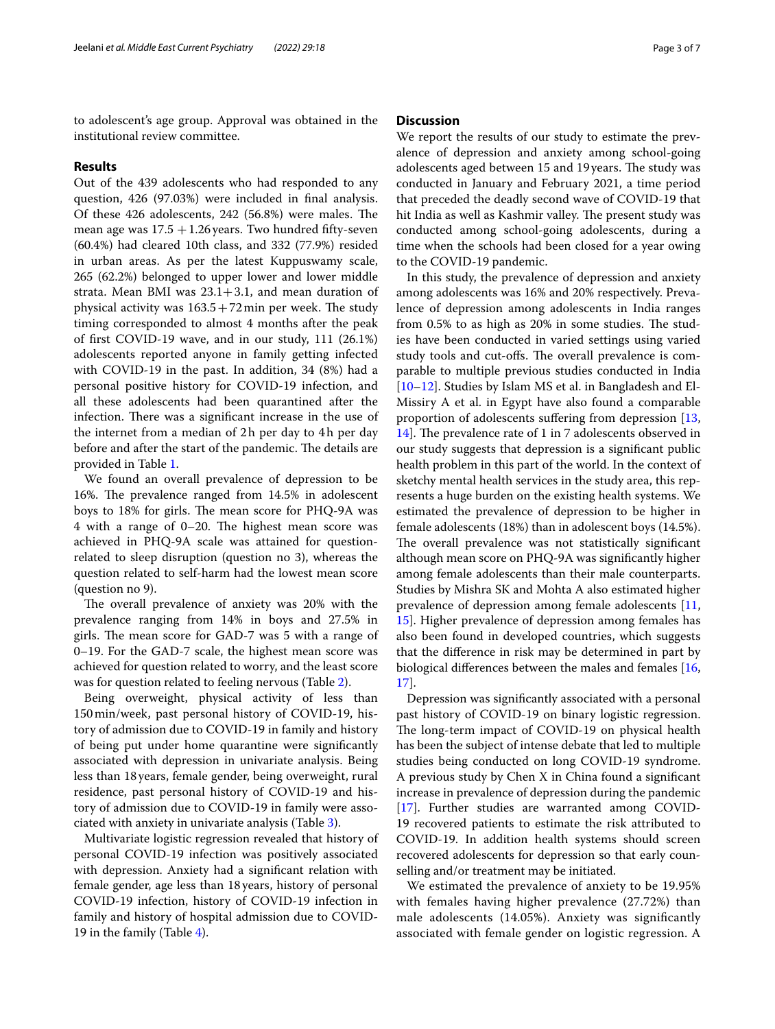to adolescent's age group. Approval was obtained in the institutional review committee.

## Results

Out of the 439 adolescents who had responded to any question, 426 (97.03%) were included in final analysis. Of these 426 adolescents, 242 (56.8%) were males. The mean age was 17.5 +1.26 years. Two hundred fifty-seven (60.4%) had cleared 10th class, and 332 (77.9%) resided in urban areas. As per the latest Kuppuswamy scale, 265 (62.2%) belonged to upper lower and lower middle strata. Mean BMI was 23.1+3.1, and mean duration of physical activity was 163.5+72 min per week. The study timing corresponded to almost 4 months after the peak of first COVID-19 wave, and in our study, 111 (26.1%) adolescents reported anyone in family getting infected with COVID-19 in the past. In addition, 34 (8%) had a personal positive history for COVID-19 infection, and all these adolescents had been quarantined after the infection. There was a significant increase in the use of the internet from a median of 2 h per day to 4 h per day before and after the start of the pandemic. The details are provided in Table 1.

We found an overall prevalence of depression to be 16%. The prevalence ranged from 14.5% in adolescent boys to 18% for girls. The mean score for PHQ-9A was 4 with a range of 0–20. The highest mean score was achieved in PHQ-9A scale was attained for question-related to sleep disruption (question no 3), whereas the question related to self-harm had the lowest mean score (question no 9).

The overall prevalence of anxiety was 20% with the prevalence ranging from 14% in boys and 27.5% in girls. The mean score for GAD-7 was 5 with a range of 0–19. For the GAD-7 scale, the highest mean score was achieved for question related to worry, and the least score was for question related to feeling nervous (Table 2).

Being overweight, physical activity of less than 150 min/week, past personal history of COVID-19, history of admission due to COVID-19 in family and history of being put under home quarantine were significantly associated with depression in univariate analysis. Being less than 18 years, female gender, being overweight, rural residence, past personal history of COVID-19 and history of admission due to COVID-19 in family were associated with anxiety in univariate analysis (Table 3).

Multivariate logistic regression revealed that history of personal COVID-19 infection was positively associated with depression. Anxiety had a significant relation with female gender, age less than 18 years, history of personal COVID-19 infection, history of COVID-19 infection in family and history of hospital admission due to COVID-19 in the family (Table 4).

## Discussion

We report the results of our study to estimate the prevalence of depression and anxiety among school-going adolescents aged between 15 and 19 years. The study was conducted in January and February 2021, a time period that preceded the deadly second wave of COVID-19 that hit India as well as Kashmir valley. The present study was conducted among school-going adolescents, during a time when the schools had been closed for a year owing to the COVID-19 pandemic.

In this study, the prevalence of depression and anxiety among adolescents was 16% and 20% respectively. Prevalence of depression among adolescents in India ranges from 0.5% to as high as 20% in some studies. The studies have been conducted in varied settings using varied study tools and cut-offs. The overall prevalence is comparable to multiple previous studies conducted in India [10–12]. Studies by Islam MS et al. in Bangladesh and El-Missiry A et al. in Egypt have also found a comparable proportion of adolescents suffering from depression [13, 14]. The prevalence rate of 1 in 7 adolescents observed in our study suggests that depression is a significant public health problem in this part of the world. In the context of sketchy mental health services in the study area, this represents a huge burden on the existing health systems. We estimated the prevalence of depression to be higher in female adolescents (18%) than in adolescent boys (14.5%). The overall prevalence was not statistically significant although mean score on PHQ-9A was significantly higher among female adolescents than their male counterparts. Studies by Mishra SK and Mohta A also estimated higher prevalence of depression among female adolescents [11, 15]. Higher prevalence of depression among females has also been found in developed countries, which suggests that the difference in risk may be determined in part by biological differences between the males and females [16, 17].

Depression was significantly associated with a personal past history of COVID-19 on binary logistic regression. The long-term impact of COVID-19 on physical health has been the subject of intense debate that led to multiple studies being conducted on long COVID-19 syndrome. A previous study by Chen X in China found a significant increase in prevalence of depression during the pandemic [17]. Further studies are warranted among COVID-19 recovered patients to estimate the risk attributed to COVID-19. In addition health systems should screen recovered adolescents for depression so that early counselling and/or treatment may be initiated.

We estimated the prevalence of anxiety to be 19.95% with females having higher prevalence (27.72%) than male adolescents (14.05%). Anxiety was significantly associated with female gender on logistic regression. A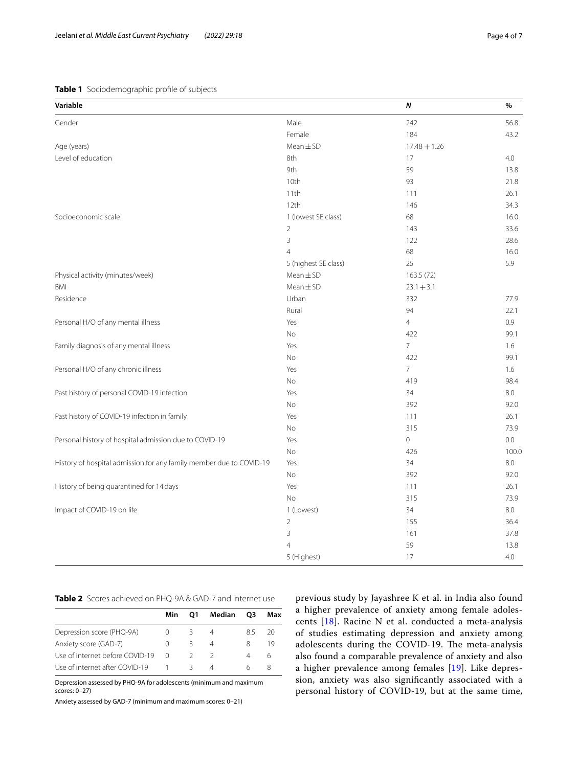**Table 1** Sociodemographic profile of subjects

| Variable | | *N* | % |
|---|---|---|---|
| Gender | Male | 242 | 56.8 |
| | Female | 184 | 43.2 |
| Age (years) | Mean ± SD | 17.48 + 1.26 | |
| Level of education | 8th | 17 | 4.0 |
| | 9th | 59 | 13.8 |
| | 10th | 93 | 21.8 |
| | 11th | 111 | 26.1 |
| | 12th | 146 | 34.3 |
| Socioeconomic scale | 1 (lowest SE class) | 68 | 16.0 |
| | 2 | 143 | 33.6 |
| | 3 | 122 | 28.6 |
| | 4 | 68 | 16.0 |
| | 5 (highest SE class) | 25 | 5.9 |
| Physical activity (minutes/week) | Mean ± SD | 163.5 (72) | |
| BMI | Mean ± SD | 23.1 + 3.1 | |
| Residence | Urban | 332 | 77.9 |
| | Rural | 94 | 22.1 |
| Personal H/O of any mental illness | Yes | 4 | 0.9 |
| | No | 422 | 99.1 |
| Family diagnosis of any mental illness | Yes | 7 | 1.6 |
| | No | 422 | 99.1 |
| Personal H/O of any chronic illness | Yes | 7 | 1.6 |
| | No | 419 | 98.4 |
| Past history of personal COVID-19 infection | Yes | 34 | 8.0 |
| | No | 392 | 92.0 |
| Past history of COVID-19 infection in family | Yes | 111 | 26.1 |
| | No | 315 | 73.9 |
| Personal history of hospital admission due to COVID-19 | Yes | 0 | 0.0 |
| | No | 426 | 100.0 |
| History of hospital admission for any family member due to COVID-19 | Yes | 34 | 8.0 |
| | No | 392 | 92.0 |
| History of being quarantined for 14 days | Yes | 111 | 26.1 |
| | No | 315 | 73.9 |
| Impact of COVID-19 on life | 1 (Lowest) | 34 | 8.0 |
| | 2 | 155 | 36.4 |
| | 3 | 161 | 37.8 |
| | 4 | 59 | 13.8 |
| | 5 (Highest) | 17 | 4.0 |

**Table 2** Scores achieved on PHQ-9A & GAD-7 and internet use

| | Min | Q1 | Median | Q3 | Max |
|---|---|---|---|---|---|
| Depression score (PHQ-9A) | 0 | 3 | 4 | 8.5 | 20 |
| Anxiety score (GAD-7) | 0 | 3 | 4 | 8 | 19 |
| Use of internet before COVID-19 | 0 | 2 | 2 | 4 | 6 |
| Use of internet after COVID-19 | 1 | 3 | 4 | 6 | 8 |

Depression assessed by PHQ-9A for adolescents (minimum and maximum scores: 0–27)

Anxiety assessed by GAD-7 (minimum and maximum scores: 0–21)

previous study by Jayashree K et al. in India also found a higher prevalence of anxiety among female adolescents [18]. Racine N et al. conducted a meta-analysis of studies estimating depression and anxiety among adolescents during the COVID-19. The meta-analysis also found a comparable prevalence of anxiety and also a higher prevalence among females [19]. Like depression, anxiety was also significantly associated with a personal history of COVID-19, but at the same time,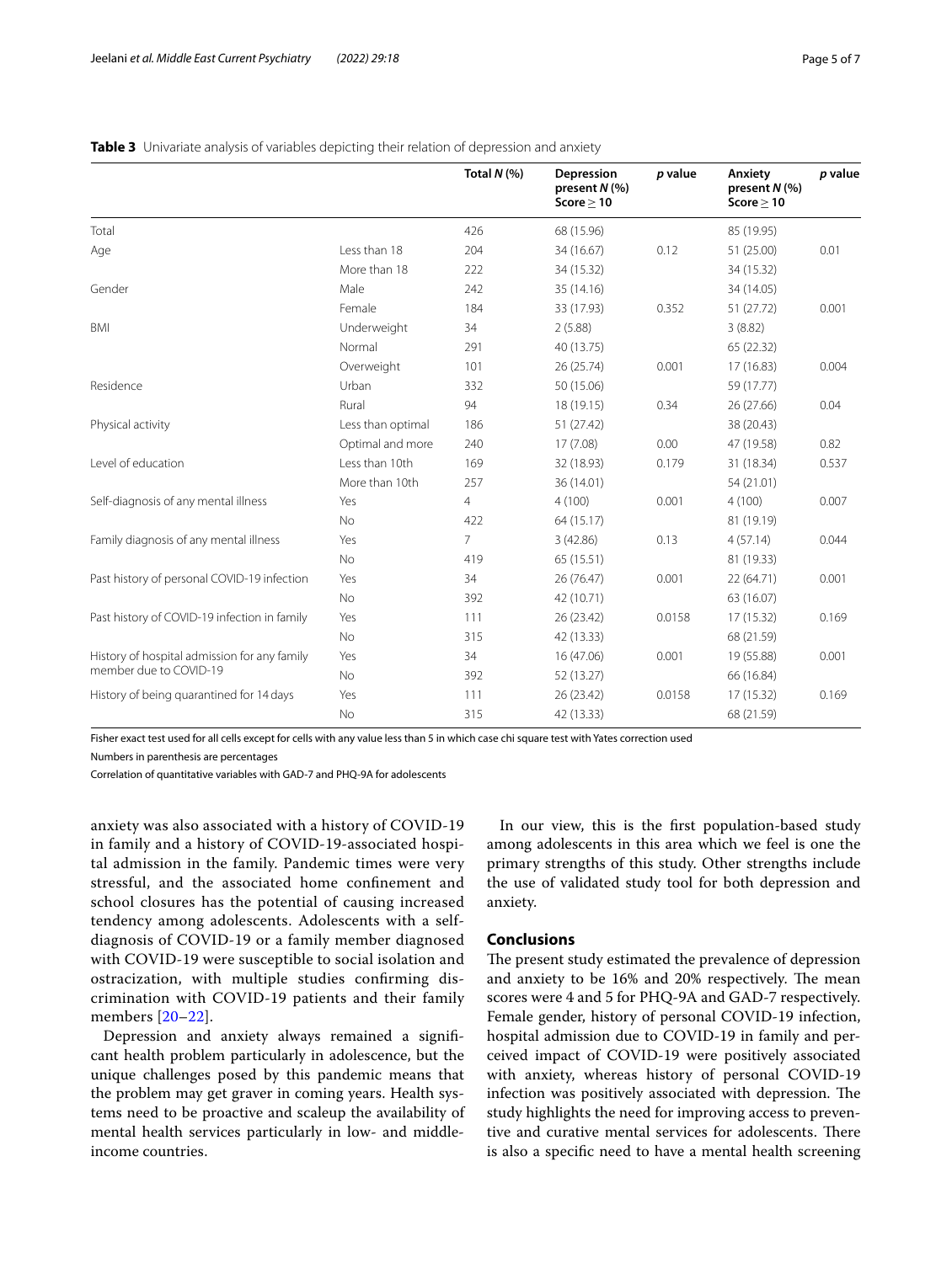**Table 3** Univariate analysis of variables depicting their relation of depression and anxiety

| | | Total *N* (%) | Depression present *N* (%) Score ≥ 10 | *p* value | Anxiety present *N* (%) Score ≥ 10 | *p* value |
|---|---|---|---|---|---|---|
| Total | | 426 | 68 (15.96) | | 85 (19.95) | |
| Age | Less than 18 | 204 | 34 (16.67) | 0.12 | 51 (25.00) | 0.01 |
| | More than 18 | 222 | 34 (15.32) | | 34 (15.32) | |
| Gender | Male | 242 | 35 (14.16) | | 34 (14.05) | |
| | Female | 184 | 33 (17.93) | 0.352 | 51 (27.72) | 0.001 |
| BMI | Underweight | 34 | 2 (5.88) | | 3 (8.82) | |
| | Normal | 291 | 40 (13.75) | | 65 (22.32) | |
| | Overweight | 101 | 26 (25.74) | 0.001 | 17 (16.83) | 0.004 |
| Residence | Urban | 332 | 50 (15.06) | | 59 (17.77) | |
| | Rural | 94 | 18 (19.15) | 0.34 | 26 (27.66) | 0.04 |
| Physical activity | Less than optimal | 186 | 51 (27.42) | | 38 (20.43) | |
| | Optimal and more | 240 | 17 (7.08) | 0.00 | 47 (19.58) | 0.82 |
| Level of education | Less than 10th | 169 | 32 (18.93) | 0.179 | 31 (18.34) | 0.537 |
| | More than 10th | 257 | 36 (14.01) | | 54 (21.01) | |
| Self-diagnosis of any mental illness | Yes | 4 | 4 (100) | 0.001 | 4 (100) | 0.007 |
| | No | 422 | 64 (15.17) | | 81 (19.19) | |
| Family diagnosis of any mental illness | Yes | 7 | 3 (42.86) | 0.13 | 4 (57.14) | 0.044 |
| | No | 419 | 65 (15.51) | | 81 (19.33) | |
| Past history of personal COVID-19 infection | Yes | 34 | 26 (76.47) | 0.001 | 22 (64.71) | 0.001 |
| | No | 392 | 42 (10.71) | | 63 (16.07) | |
| Past history of COVID-19 infection in family | Yes | 111 | 26 (23.42) | 0.0158 | 17 (15.32) | 0.169 |
| | No | 315 | 42 (13.33) | | 68 (21.59) | |
| History of hospital admission for any family member due to COVID-19 | Yes | 34 | 16 (47.06) | 0.001 | 19 (55.88) | 0.001 |
| | No | 392 | 52 (13.27) | | 66 (16.84) | |
| History of being quarantined for 14 days | Yes | 111 | 26 (23.42) | 0.0158 | 17 (15.32) | 0.169 |
| | No | 315 | 42 (13.33) | | 68 (21.59) | |

Fisher exact test used for all cells except for cells with any value less than 5 in which case chi square test with Yates correction used

Numbers in parenthesis are percentages

Correlation of quantitative variables with GAD-7 and PHQ-9A for adolescents

anxiety was also associated with a history of COVID-19 in family and a history of COVID-19-associated hospital admission in the family. Pandemic times were very stressful, and the associated home confinement and school closures has the potential of causing increased tendency among adolescents. Adolescents with a self-diagnosis of COVID-19 or a family member diagnosed with COVID-19 were susceptible to social isolation and ostracization, with multiple studies confirming discrimination with COVID-19 patients and their family members [20–22].

Depression and anxiety always remained a significant health problem particularly in adolescence, but the unique challenges posed by this pandemic means that the problem may get graver in coming years. Health systems need to be proactive and scaleup the availability of mental health services particularly in low- and middle-income countries.

In our view, this is the first population-based study among adolescents in this area which we feel is one the primary strengths of this study. Other strengths include the use of validated study tool for both depression and anxiety.

## Conclusions

The present study estimated the prevalence of depression and anxiety to be 16% and 20% respectively. The mean scores were 4 and 5 for PHQ-9A and GAD-7 respectively. Female gender, history of personal COVID-19 infection, hospital admission due to COVID-19 in family and perceived impact of COVID-19 were positively associated with anxiety, whereas history of personal COVID-19 infection was positively associated with depression. The study highlights the need for improving access to preventive and curative mental services for adolescents. There is also a specific need to have a mental health screening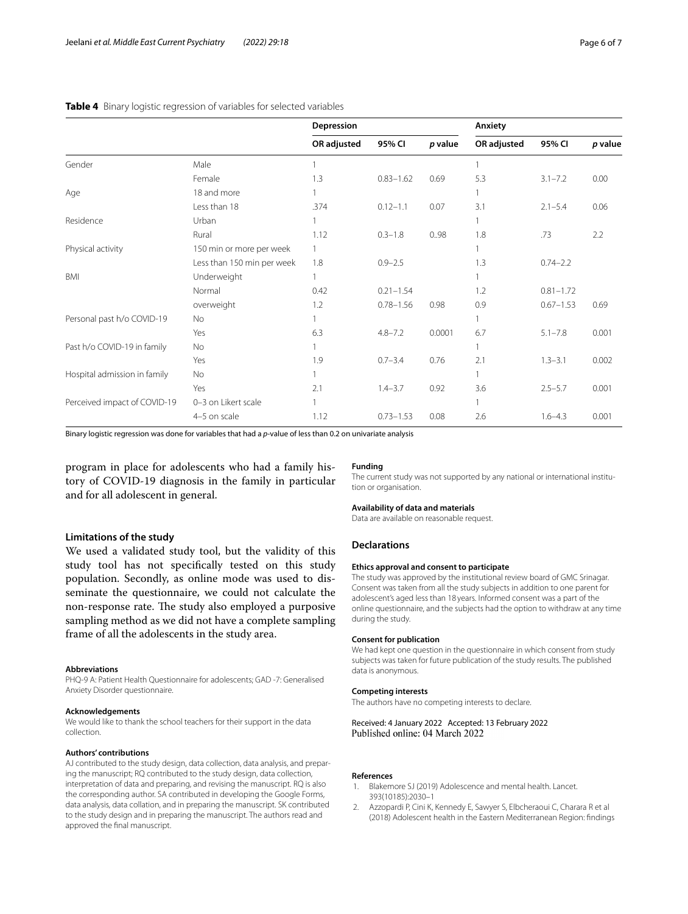**Table 4** Binary logistic regression of variables for selected variables

| | | Depression | | | Anxiety | | |
|---|---|---|---|---|---|---|---|
| | | OR adjusted | 95% CI | *p* value | OR adjusted | 95% CI | *p* value |
| Gender | Male | 1 | | | 1 | | |
| | Female | 1.3 | 0.83–1.62 | 0.69 | 5.3 | 3.1–7.2 | 0.00 |
| Age | 18 and more | 1 | | | 1 | | |
| | Less than 18 | .374 | 0.12–1.1 | 0.07 | 3.1 | 2.1–5.4 | 0.06 |
| Residence | Urban | 1 | | | 1 | | |
| | Rural | 1.12 | 0.3–1.8 | 0..98 | 1.8 | .73 | 2.2 |
| Physical activity | 150 min or more per week | 1 | | | 1 | | |
| | Less than 150 min per week | 1.8 | 0.9–2.5 | | 1.3 | 0.74–2.2 | |
| BMI | Underweight | 1 | | | 1 | | |
| | Normal | 0.42 | 0.21–1.54 | | 1.2 | 0.81–1.72 | |
| | overweight | 1.2 | 0.78–1.56 | 0.98 | 0.9 | 0.67–1.53 | 0.69 |
| Personal past h/o COVID-19 | No | 1 | | | 1 | | |
| | Yes | 6.3 | 4.8–7.2 | 0.0001 | 6.7 | 5.1–7.8 | 0.001 |
| Past h/o COVID-19 in family | No | 1 | | | 1 | | |
| | Yes | 1.9 | 0.7–3.4 | 0.76 | 2.1 | 1.3–3.1 | 0.002 |
| Hospital admission in family | No | 1 | | | 1 | | |
| | Yes | 2.1 | 1.4–3.7 | 0.92 | 3.6 | 2.5–5.7 | 0.001 |
| Perceived impact of COVID-19 | 0–3 on Likert scale | 1 | | | 1 | | |
| | 4–5 on scale | 1.12 | 0.73–1.53 | 0.08 | 2.6 | 1.6–4.3 | 0.001 |

Binary logistic regression was done for variables that had a *p*-value of less than 0.2 on univariate analysis

program in place for adolescents who had a family history of COVID-19 diagnosis in the family in particular and for all adolescent in general.

### Limitations of the study

We used a validated study tool, but the validity of this study tool has not specifically tested on this study population. Secondly, as online mode was used to disseminate the questionnaire, we could not calculate the non-response rate. The study also employed a purposive sampling method as we did not have a complete sampling frame of all the adolescents in the study area.

#### Abbreviations

PHQ-9 A: Patient Health Questionnaire for adolescents; GAD -7: Generalised Anxiety Disorder questionnaire.

#### Acknowledgements

We would like to thank the school teachers for their support in the data collection.

#### Authors' contributions

AJ contributed to the study design, data collection, data analysis, and preparing the manuscript; RQ contributed to the study design, data collection, interpretation of data and preparing, and revising the manuscript. RQ is also the corresponding author. SA contributed in developing the Google Forms, data analysis, data collation, and in preparing the manuscript. SK contributed to the study design and in preparing the manuscript. The authors read and approved the final manuscript.

#### Funding

The current study was not supported by any national or international institution or organisation.

#### Availability of data and materials

Data are available on reasonable request.

## Declarations

#### Ethics approval and consent to participate

The study was approved by the institutional review board of GMC Srinagar. Consent was taken from all the study subjects in addition to one parent for adolescent's aged less than 18 years. Informed consent was a part of the online questionnaire, and the subjects had the option to withdraw at any time during the study.

#### Consent for publication

We had kept one question in the questionnaire in which consent from study subjects was taken for future publication of the study results. The published data is anonymous.

#### Competing interests

The authors have no competing interests to declare.

Received: 4 January 2022 Accepted: 13 February 2022
Published online: 04 March 2022

#### References

1. Blakemore SJ (2019) Adolescence and mental health. Lancet. 393(10185):2030–1
2. Azzopardi P, Cini K, Kennedy E, Sawyer S, Elbcheraoui C, Charara R et al (2018) Adolescent health in the Eastern Mediterranean Region: findings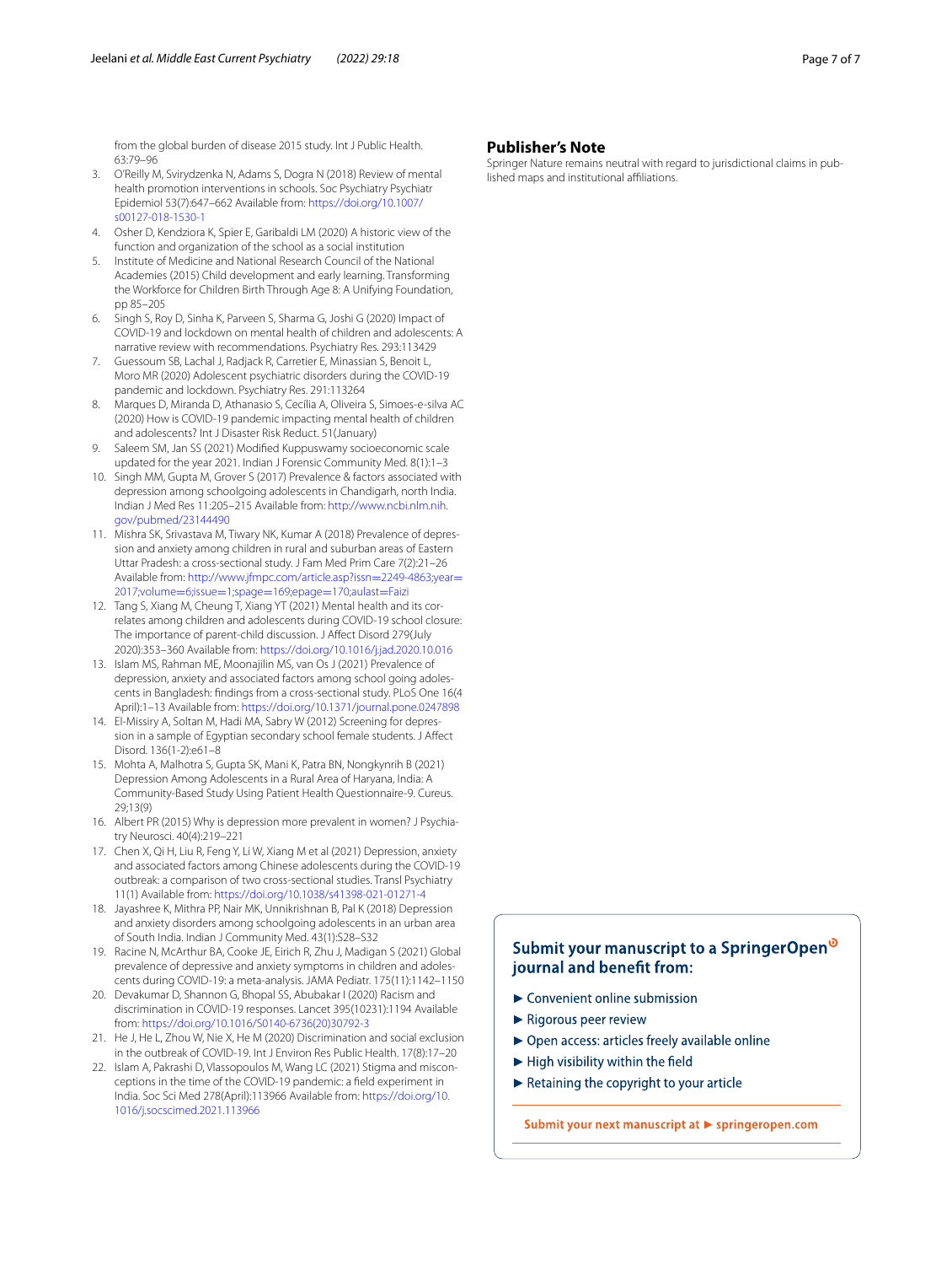from the global burden of disease 2015 study. Int J Public Health. 63:79–96

3. O'Reilly M, Svirydzenka N, Adams S, Dogra N (2018) Review of mental health promotion interventions in schools. Soc Psychiatry Psychiatr Epidemiol 53(7):647–662 Available from: https://doi.org/10.1007/s00127-018-1530-1
4. Osher D, Kendziora K, Spier E, Garibaldi LM (2020) A historic view of the function and organization of the school as a social institution
5. Institute of Medicine and National Research Council of the National Academies (2015) Child development and early learning. Transforming the Workforce for Children Birth Through Age 8: A Unifying Foundation, pp 85–205
6. Singh S, Roy D, Sinha K, Parveen S, Sharma G, Joshi G (2020) Impact of COVID-19 and lockdown on mental health of children and adolescents: A narrative review with recommendations. Psychiatry Res. 293:113429
7. Guessoum SB, Lachal J, Radjack R, Carretier E, Minassian S, Benoit L, Moro MR (2020) Adolescent psychiatric disorders during the COVID-19 pandemic and lockdown. Psychiatry Res. 291:113264
8. Marques D, Miranda D, Athanasio S, Cecília A, Oliveira S, Simoes-e-silva AC (2020) How is COVID-19 pandemic impacting mental health of children and adolescents? Int J Disaster Risk Reduct. 51(January)
9. Saleem SM, Jan SS (2021) Modified Kuppuswamy socioeconomic scale updated for the year 2021. Indian J Forensic Community Med. 8(1):1–3
10. Singh MM, Gupta M, Grover S (2017) Prevalence & factors associated with depression among schoolgoing adolescents in Chandigarh, north India. Indian J Med Res 11:205–215 Available from: http://www.ncbi.nlm.nih.gov/pubmed/23144490
11. Mishra SK, Srivastava M, Tiwary NK, Kumar A (2018) Prevalence of depression and anxiety among children in rural and suburban areas of Eastern Uttar Pradesh: a cross-sectional study. J Fam Med Prim Care 7(2):21–26 Available from: http://www.jfmpc.com/article.asp?issn=2249-4863;year=2017;volume=6;issue=1;spage=169;epage=170;aulast=Faizi
12. Tang S, Xiang M, Cheung T, Xiang YT (2021) Mental health and its correlates among children and adolescents during COVID-19 school closure: The importance of parent-child discussion. J Affect Disord 279(July 2020):353–360 Available from: https://doi.org/10.1016/j.jad.2020.10.016
13. Islam MS, Rahman ME, Moonajilin MS, van Os J (2021) Prevalence of depression, anxiety and associated factors among school going adolescents in Bangladesh: findings from a cross-sectional study. PLoS One 16(4 April):1–13 Available from: https://doi.org/10.1371/journal.pone.0247898
14. El-Missiry A, Soltan M, Hadi MA, Sabry W (2012) Screening for depression in a sample of Egyptian secondary school female students. J Affect Disord. 136(1-2):e61–8
15. Mohta A, Malhotra S, Gupta SK, Mani K, Patra BN, Nongkynrih B (2021) Depression Among Adolescents in a Rural Area of Haryana, India: A Community-Based Study Using Patient Health Questionnaire-9. Cureus. 29;13(9)
16. Albert PR (2015) Why is depression more prevalent in women? J Psychiatry Neurosci. 40(4):219–221
17. Chen X, Qi H, Liu R, Feng Y, Li W, Xiang M et al (2021) Depression, anxiety and associated factors among Chinese adolescents during the COVID-19 outbreak: a comparison of two cross-sectional studies. Transl Psychiatry 11(1) Available from: https://doi.org/10.1038/s41398-021-01271-4
18. Jayashree K, Mithra PP, Nair MK, Unnikrishnan B, Pal K (2018) Depression and anxiety disorders among schoolgoing adolescents in an urban area of South India. Indian J Community Med. 43(1):S28–S32
19. Racine N, McArthur BA, Cooke JE, Eirich R, Zhu J, Madigan S (2021) Global prevalence of depressive and anxiety symptoms in children and adolescents during COVID-19: a meta-analysis. JAMA Pediatr. 175(11):1142–1150
20. Devakumar D, Shannon G, Bhopal SS, Abubakar I (2020) Racism and discrimination in COVID-19 responses. Lancet 395(10231):1194 Available from: https://doi.org/10.1016/S0140-6736(20)30792-3
21. He J, He L, Zhou W, Nie X, He M (2020) Discrimination and social exclusion in the outbreak of COVID-19. Int J Environ Res Public Health. 17(8):17–20
22. Islam A, Pakrashi D, Vlassopoulos M, Wang LC (2021) Stigma and misconceptions in the time of the COVID-19 pandemic: a field experiment in India. Soc Sci Med 278(April):113966 Available from: https://doi.org/10.1016/j.socscimed.2021.113966

## Publisher's Note

Springer Nature remains neutral with regard to jurisdictional claims in published maps and institutional affiliations.

**Submit your manuscript to a SpringerOpen journal and benefit from:**

- ► Convenient online submission
- ► Rigorous peer review
- ► Open access: articles freely available online
- ► High visibility within the field
- ► Retaining the copyright to your article

**Submit your next manuscript at ► springeropen.com**